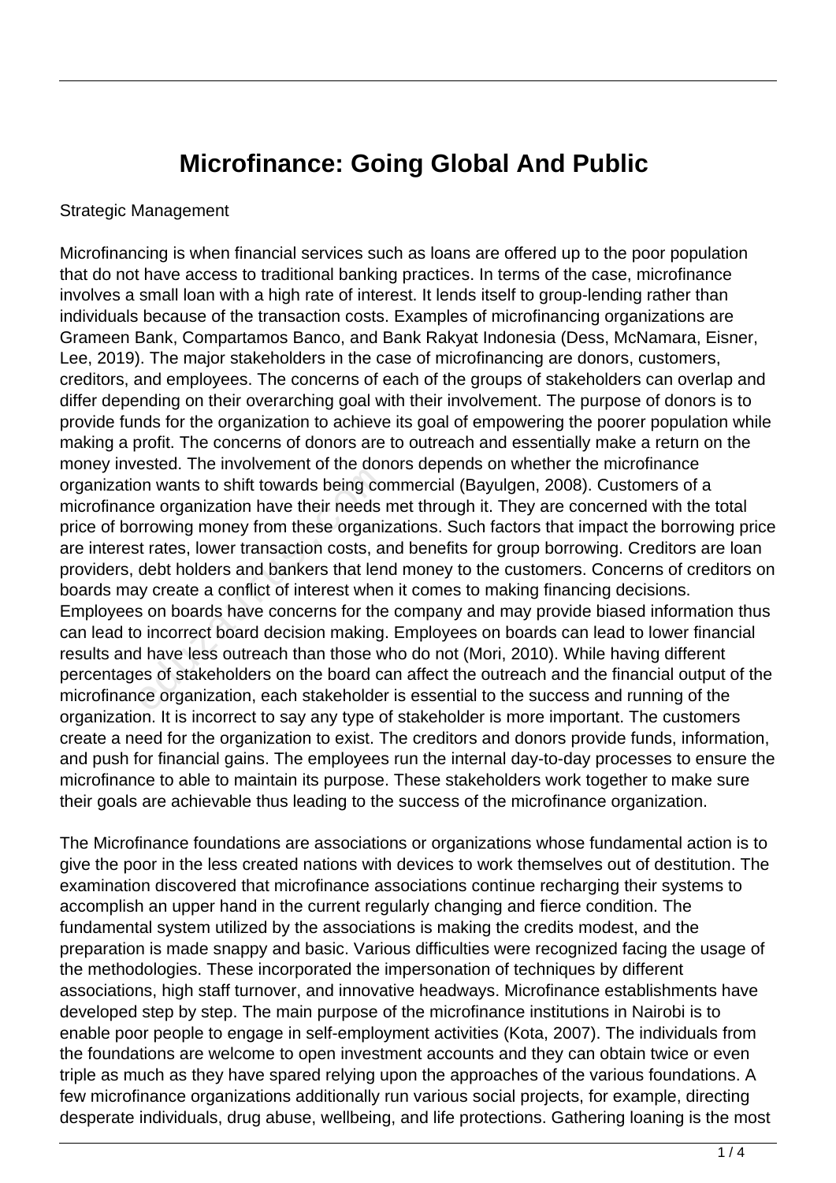# Microfinance: Going Global And Public

Strategic Management

Microfinancing is when financial services such as loans are offered up to the poor population that do not have access to traditional banking practices. In terms of the case, microfinance involves a small loan with a high rate of interest. It lends itself to group-lending rather than individuals because of the transaction costs. Examples of microfinancing organizations are Grameen Bank, Compartamos Banco, and Bank Rakyat Indonesia (Dess, McNamara, Eisner, Lee, 2019). The major stakeholders in the case of microfinancing are donors, customers, creditors, and employees. The concerns of each of the groups of stakeholders can overlap and differ depending on their overarching goal with their involvement. The purpose of donors is to provide funds for the organization to achieve its goal of empowering the poorer population while making a profit. The concerns of donors are to outreach and essentially make a return on the money invested. The involvement of the donors depends on whether the microfinance organization wants to shift towards being commercial (Bayulgen, 2008). Customers of a microfinance organization have their needs met through it. They are concerned with the total price of borrowing money from these organizations. Such factors that impact the borrowing price are interest rates, lower transaction costs, and benefits for group borrowing. Creditors are loan providers, debt holders and bankers that lend money to the customers. Concerns of creditors on boards may create a conflict of interest when it comes to making financing decisions. Employees on boards have concerns for the company and may provide biased information thus can lead to incorrect board decision making. Employees on boards can lead to lower financial results and have less outreach than those who do not (Mori, 2010). While having different percentages of stakeholders on the board can affect the outreach and the financial output of the microfinance organization, each stakeholder is essential to the success and running of the organization. It is incorrect to say any type of stakeholder is more important. The customers create a need for the organization to exist. The creditors and donors provide funds, information, and push for financial gains. The employees run the internal day-to-day processes to ensure the microfinance to able to maintain its purpose. These stakeholders work together to make sure their goals are achievable thus leading to the success of the microfinance organization.

The Microfinance foundations are associations or organizations whose fundamental action is to give the poor in the less created nations with devices to work themselves out of destitution. The examination discovered that microfinance associations continue recharging their systems to accomplish an upper hand in the current regularly changing and fierce condition. The fundamental system utilized by the associations is making the credits modest, and the preparation is made snappy and basic. Various difficulties were recognized facing the usage of the methodologies. These incorporated the impersonation of techniques by different associations, high staff turnover, and innovative headways. Microfinance establishments have developed step by step. The main purpose of the microfinance institutions in Nairobi is to enable poor people to engage in self-employment activities (Kota, 2007). The individuals from the foundations are welcome to open investment accounts and they can obtain twice or even triple as much as they have spared relying upon the approaches of the various foundations. A few microfinance organizations additionally run various social projects, for example, directing desperate individuals, drug abuse, wellbeing, and life protections. Gathering loaning is the most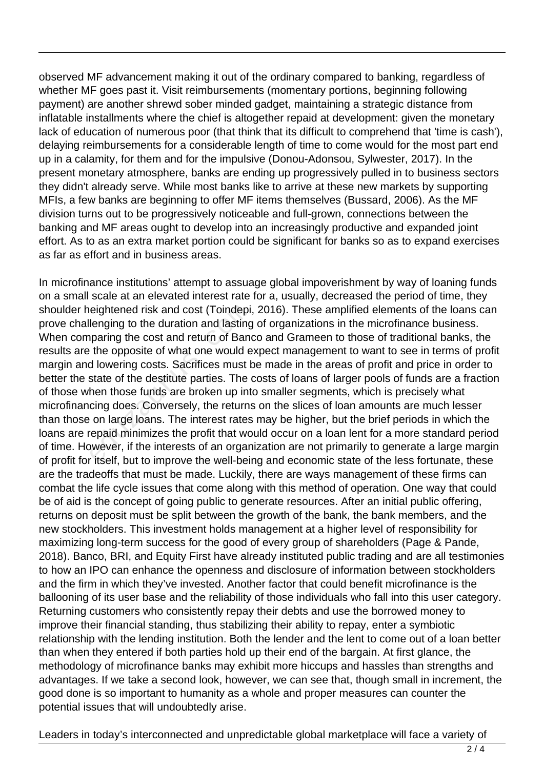observed MF advancement making it out of the ordinary compared to banking, regardless of whether MF goes past it. Visit reimbursements (momentary portions, beginning following payment) are another shrewd sober minded gadget, maintaining a strategic distance from inflatable installments where the chief is altogether repaid at development: given the monetary lack of education of numerous poor (that think that its difficult to comprehend that 'time is cash'), delaying reimbursements for a considerable length of time to come would for the most part end up in a calamity, for them and for the impulsive (Donou-Adonsou, Sylwester, 2017). In the present monetary atmosphere, banks are ending up progressively pulled in to business sectors they didn't already serve. While most banks like to arrive at these new markets by supporting MFIs, a few banks are beginning to offer MF items themselves (Bussard, 2006). As the MF division turns out to be progressively noticeable and full-grown, connections between the banking and MF areas ought to develop into an increasingly productive and expanded joint effort. As to as an extra market portion could be significant for banks so as to expand exercises as far as effort and in business areas.

In microfinance institutions' attempt to assuage global impoverishment by way of loaning funds on a small scale at an elevated interest rate for a, usually, decreased the period of time, they shoulder heightened risk and cost (Toindepi, 2016). These amplified elements of the loans can prove challenging to the duration and lasting of organizations in the microfinance business. When comparing the cost and return of Banco and Grameen to those of traditional banks, the results are the opposite of what one would expect management to want to see in terms of profit margin and lowering costs. Sacrifices must be made in the areas of profit and price in order to better the state of the destitute parties. The costs of loans of larger pools of funds are a fraction of those when those funds are broken up into smaller segments, which is precisely what microfinancing does. Conversely, the returns on the slices of loan amounts are much lesser than those on large loans. The interest rates may be higher, but the brief periods in which the loans are repaid minimizes the profit that would occur on a loan lent for a more standard period of time. However, if the interests of an organization are not primarily to generate a large margin of profit for itself, but to improve the well-being and economic state of the less fortunate, these are the tradeoffs that must be made. Luckily, there are ways management of these firms can combat the life cycle issues that come along with this method of operation. One way that could be of aid is the concept of going public to generate resources. After an initial public offering, returns on deposit must be split between the growth of the bank, the bank members, and the new stockholders. This investment holds management at a higher level of responsibility for maximizing long-term success for the good of every group of shareholders (Page & Pande, 2018). Banco, BRI, and Equity First have already instituted public trading and are all testimonies to how an IPO can enhance the openness and disclosure of information between stockholders and the firm in which they've invested. Another factor that could benefit microfinance is the ballooning of its user base and the reliability of those individuals who fall into this user category. Returning customers who consistently repay their debts and use the borrowed money to improve their financial standing, thus stabilizing their ability to repay, enter a symbiotic relationship with the lending institution. Both the lender and the lent to come out of a loan better than when they entered if both parties hold up their end of the bargain. At first glance, the methodology of microfinance banks may exhibit more hiccups and hassles than strengths and advantages. If we take a second look, however, we can see that, though small in increment, the good done is so important to humanity as a whole and proper measures can counter the potential issues that will undoubtedly arise.

Leaders in today's interconnected and unpredictable global marketplace will face a variety of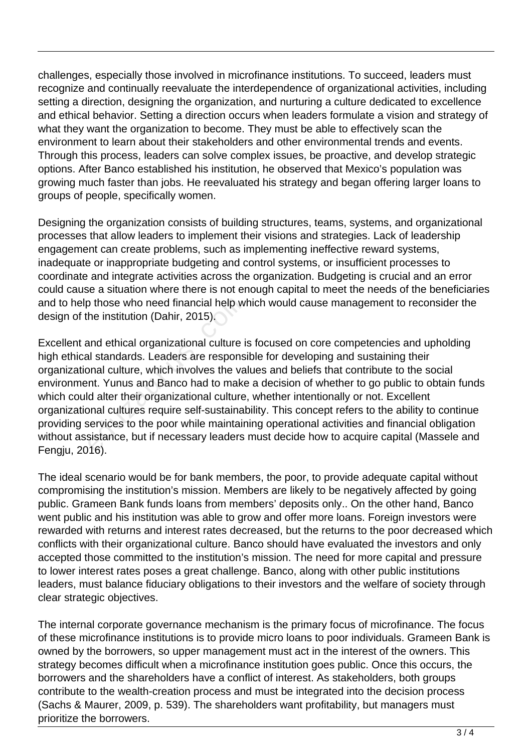challenges, especially those involved in microfinance institutions. To succeed, leaders must recognize and continually reevaluate the interdependence of organizational activities, including setting a direction, designing the organization, and nurturing a culture dedicated to excellence and ethical behavior. Setting a direction occurs when leaders formulate a vision and strategy of what they want the organization to become. They must be able to effectively scan the environment to learn about their stakeholders and other environmental trends and events. Through this process, leaders can solve complex issues, be proactive, and develop strategic options. After Banco established his institution, he observed that Mexico's population was growing much faster than jobs. He reevaluated his strategy and began offering larger loans to groups of people, specifically women.

Designing the organization consists of building structures, teams, systems, and organizational processes that allow leaders to implement their visions and strategies. Lack of leadership engagement can create problems, such as implementing ineffective reward systems, inadequate or inappropriate budgeting and control systems, or insufficient processes to coordinate and integrate activities across the organization. Budgeting is crucial and an error could cause a situation where there is not enough capital to meet the needs of the beneficiaries and to help those who need financial help which would cause management to reconsider the design of the institution (Dahir, 2015).

Excellent and ethical organizational culture is focused on core competencies and upholding high ethical standards. Leaders are responsible for developing and sustaining their organizational culture, which involves the values and beliefs that contribute to the social environment. Yunus and Banco had to make a decision of whether to go public to obtain funds which could alter their organizational culture, whether intentionally or not. Excellent organizational cultures require self-sustainability. This concept refers to the ability to continue providing services to the poor while maintaining operational activities and financial obligation without assistance, but if necessary leaders must decide how to acquire capital (Massele and Fengju, 2016).

The ideal scenario would be for bank members, the poor, to provide adequate capital without compromising the institution's mission. Members are likely to be negatively affected by going public. Grameen Bank funds loans from members' deposits only.. On the other hand, Banco went public and his institution was able to grow and offer more loans. Foreign investors were rewarded with returns and interest rates decreased, but the returns to the poor decreased which conflicts with their organizational culture. Banco should have evaluated the investors and only accepted those committed to the institution's mission. The need for more capital and pressure to lower interest rates poses a great challenge. Banco, along with other public institutions leaders, must balance fiduciary obligations to their investors and the welfare of society through clear strategic objectives.

The internal corporate governance mechanism is the primary focus of microfinance. The focus of these microfinance institutions is to provide micro loans to poor individuals. Grameen Bank is owned by the borrowers, so upper management must act in the interest of the owners. This strategy becomes difficult when a microfinance institution goes public. Once this occurs, the borrowers and the shareholders have a conflict of interest. As stakeholders, both groups contribute to the wealth-creation process and must be integrated into the decision process (Sachs & Maurer, 2009, p. 539). The shareholders want profitability, but managers must prioritize the borrowers.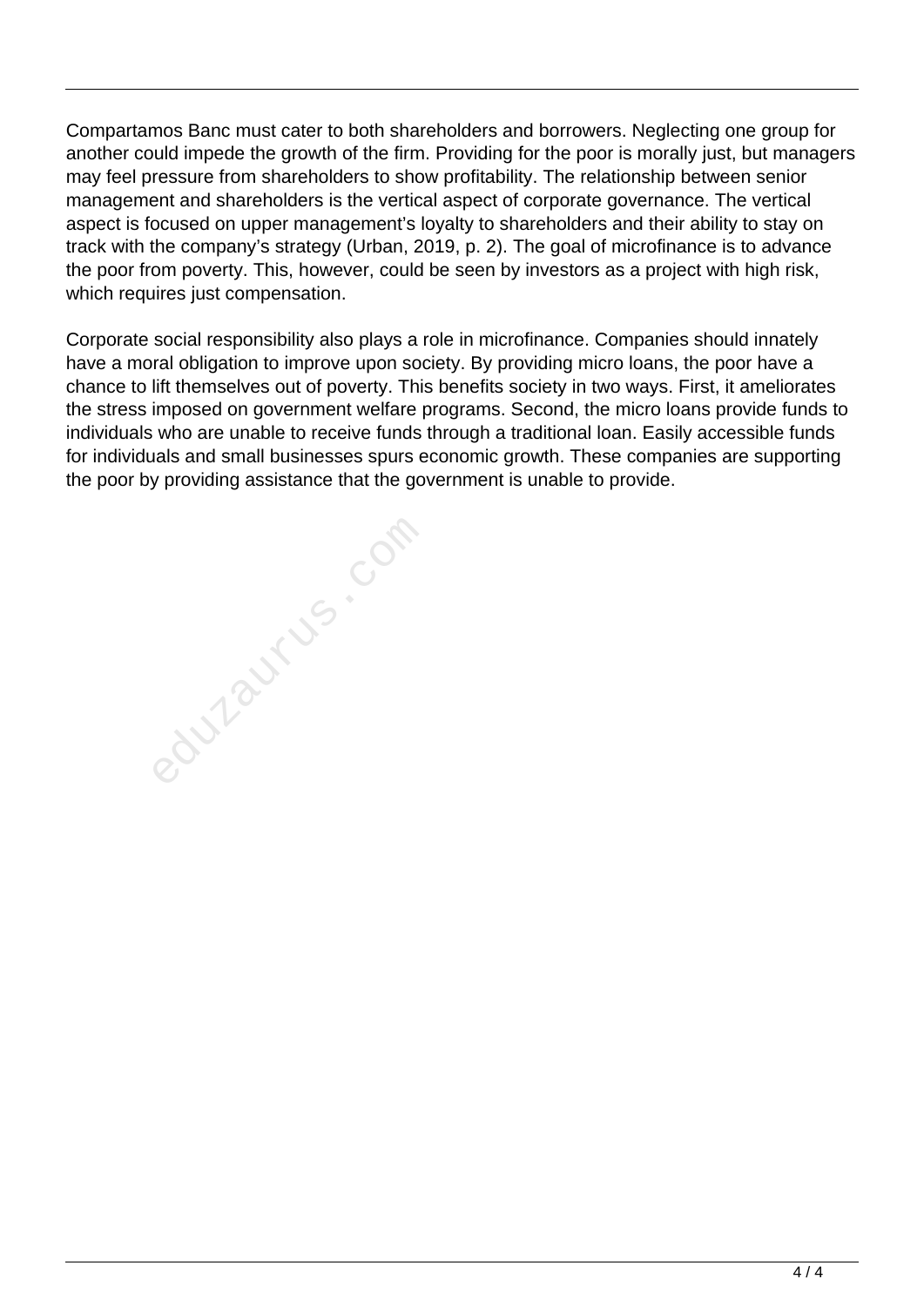Compartamos Banc must cater to both shareholders and borrowers. Neglecting one group for another could impede the growth of the firm. Providing for the poor is morally just, but managers may feel pressure from shareholders to show profitability. The relationship between senior management and shareholders is the vertical aspect of corporate governance. The vertical aspect is focused on upper management's loyalty to shareholders and their ability to stay on track with the company's strategy (Urban, 2019, p. 2). The goal of microfinance is to advance the poor from poverty. This, however, could be seen by investors as a project with high risk, which requires just compensation.

Corporate social responsibility also plays a role in microfinance. Companies should innately have a moral obligation to improve upon society. By providing micro loans, the poor have a chance to lift themselves out of poverty. This benefits society in two ways. First, it ameliorates the stress imposed on government welfare programs. Second, the micro loans provide funds to individuals who are unable to receive funds through a traditional loan. Easily accessible funds for individuals and small businesses spurs economic growth. These companies are supporting the poor by providing assistance that the government is unable to provide.